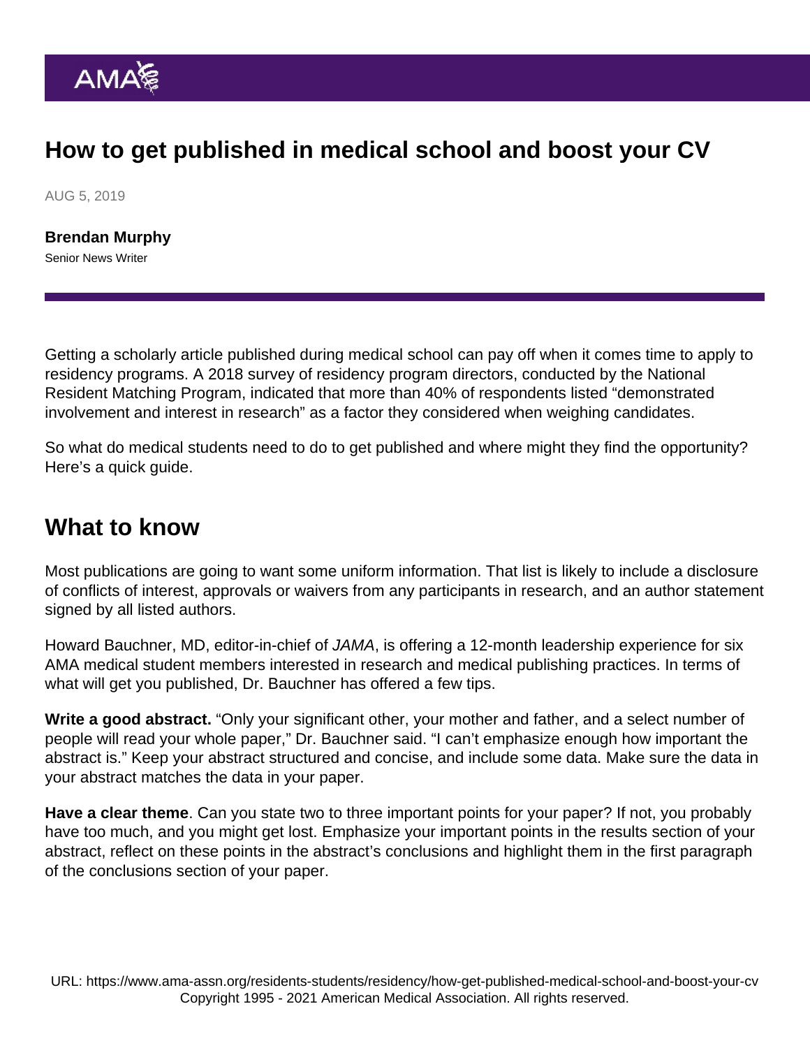# How to get published in medical school and boost your CV

AUG 5, 2019

**Brendan Murphy**
Senior News Writer

Getting a scholarly article published during medical school can pay off when it comes time to apply to residency programs. A 2018 survey of residency program directors, conducted by the National Resident Matching Program, indicated that more than 40% of respondents listed “demonstrated involvement and interest in research” as a factor they considered when weighing candidates.

So what do medical students need to do to get published and where might they find the opportunity? Here’s a quick guide.

## What to know

Most publications are going to want some uniform information. That list is likely to include a disclosure of conflicts of interest, approvals or waivers from any participants in research, and an author statement signed by all listed authors.

Howard Bauchner, MD, editor-in-chief of *JAMA*, is offering a 12-month leadership experience for six AMA medical student members interested in research and medical publishing practices. In terms of what will get you published, Dr. Bauchner has offered a few tips.

**Write a good abstract.** “Only your significant other, your mother and father, and a select number of people will read your whole paper,” Dr. Bauchner said. “I can’t emphasize enough how important the abstract is.” Keep your abstract structured and concise, and include some data. Make sure the data in your abstract matches the data in your paper.

**Have a clear theme**. Can you state two to three important points for your paper? If not, you probably have too much, and you might get lost. Emphasize your important points in the results section of your abstract, reflect on these points in the abstract’s conclusions and highlight them in the first paragraph of the conclusions section of your paper.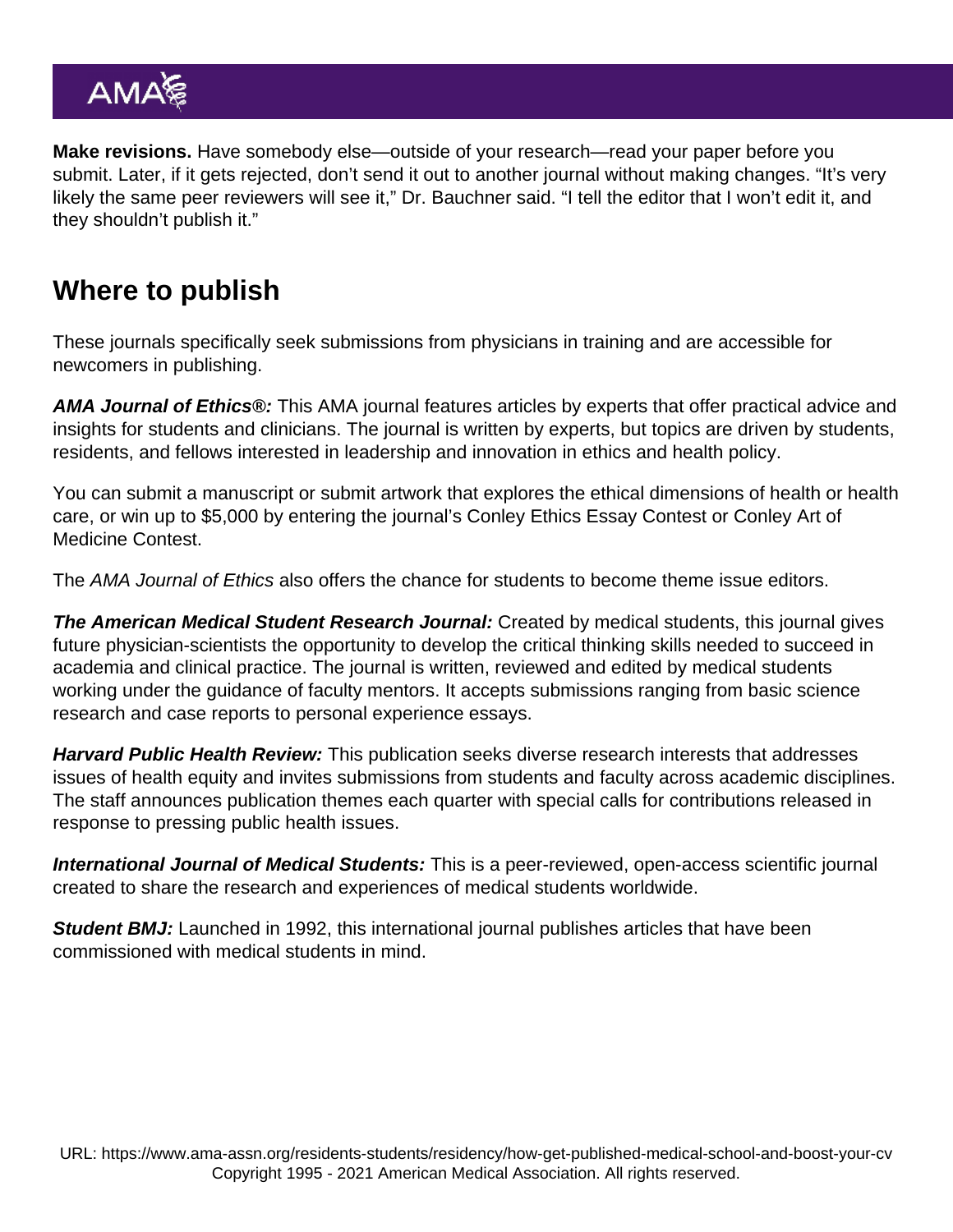**Make revisions.** Have somebody else—outside of your research—read your paper before you submit. Later, if it gets rejected, don't send it out to another journal without making changes. "It's very likely the same peer reviewers will see it," Dr. Bauchner said. "I tell the editor that I won't edit it, and they shouldn't publish it."

## Where to publish

These journals specifically seek submissions from physicians in training and are accessible for newcomers in publishing.

***AMA Journal of Ethics®:*** This AMA journal features articles by experts that offer practical advice and insights for students and clinicians. The journal is written by experts, but topics are driven by students, residents, and fellows interested in leadership and innovation in ethics and health policy.

You can submit a manuscript or submit artwork that explores the ethical dimensions of health or health care, or win up to $5,000 by entering the journal's Conley Ethics Essay Contest or Conley Art of Medicine Contest.

The *AMA Journal of Ethics* also offers the chance for students to become theme issue editors.

***The American Medical Student Research Journal:*** Created by medical students, this journal gives future physician-scientists the opportunity to develop the critical thinking skills needed to succeed in academia and clinical practice. The journal is written, reviewed and edited by medical students working under the guidance of faculty mentors. It accepts submissions ranging from basic science research and case reports to personal experience essays.

***Harvard Public Health Review:*** This publication seeks diverse research interests that addresses issues of health equity and invites submissions from students and faculty across academic disciplines. The staff announces publication themes each quarter with special calls for contributions released in response to pressing public health issues.

***International Journal of Medical Students:*** This is a peer-reviewed, open-access scientific journal created to share the research and experiences of medical students worldwide.

***Student BMJ:*** Launched in 1992, this international journal publishes articles that have been commissioned with medical students in mind.